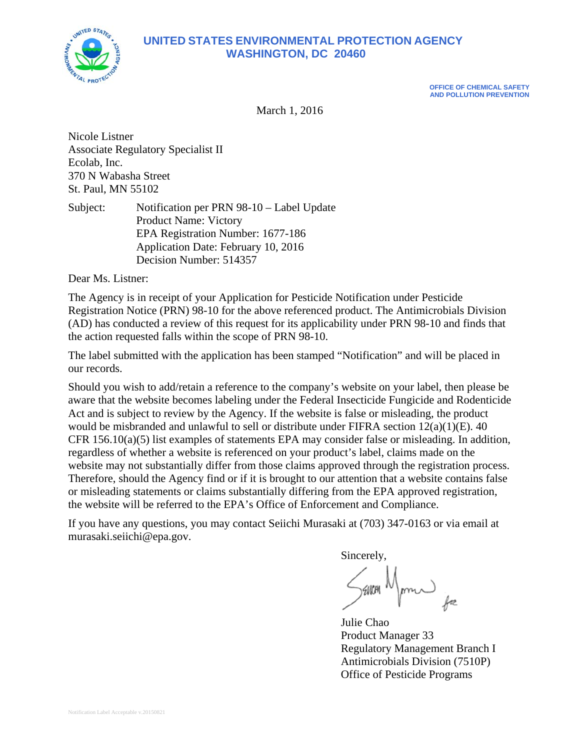# UNITED STATES ENVIRONMENTAL PROTECTION AGENCY
## WASHINGTON, DC 20460

OFFICE OF CHEMICAL SAFETY AND POLLUTION PREVENTION

March 1, 2016

Nicole Listner
Associate Regulatory Specialist II
Ecolab, Inc.
370 N Wabasha Street
St. Paul, MN 55102

Subject: Notification per PRN 98-10 – Label Update
Product Name: Victory
EPA Registration Number: 1677-186
Application Date: February 10, 2016
Decision Number: 514357

Dear Ms. Listner:

The Agency is in receipt of your Application for Pesticide Notification under Pesticide Registration Notice (PRN) 98-10 for the above referenced product. The Antimicrobials Division (AD) has conducted a review of this request for its applicability under PRN 98-10 and finds that the action requested falls within the scope of PRN 98-10.

The label submitted with the application has been stamped "Notification" and will be placed in our records.

Should you wish to add/retain a reference to the company's website on your label, then please be aware that the website becomes labeling under the Federal Insecticide Fungicide and Rodenticide Act and is subject to review by the Agency. If the website is false or misleading, the product would be misbranded and unlawful to sell or distribute under FIFRA section 12(a)(1)(E). 40 CFR 156.10(a)(5) list examples of statements EPA may consider false or misleading. In addition, regardless of whether a website is referenced on your product's label, claims made on the website may not substantially differ from those claims approved through the registration process. Therefore, should the Agency find or if it is brought to our attention that a website contains false or misleading statements or claims substantially differing from the EPA approved registration, the website will be referred to the EPA's Office of Enforcement and Compliance.

If you have any questions, you may contact Seiichi Murasaki at (703) 347-0163 or via email at murasaki.seiichi@epa.gov.

Sincerely,

Seiichi Murasaki for

Julie Chao
Product Manager 33
Regulatory Management Branch I
Antimicrobials Division (7510P)
Office of Pesticide Programs

Notification Label Acceptable v.20150821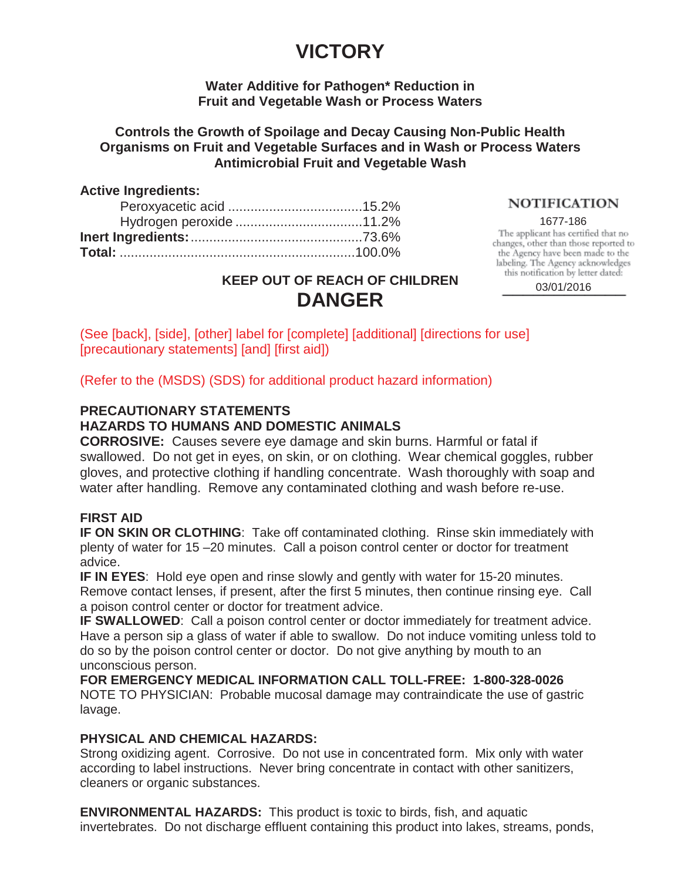# VICTORY

**Water Additive for Pathogen* Reduction in Fruit and Vegetable Wash or Process Waters**

**Controls the Growth of Spoilage and Decay Causing Non-Public Health Organisms on Fruit and Vegetable Surfaces and in Wash or Process Waters Antimicrobial Fruit and Vegetable Wash**

**Active Ingredients:**

| | |
|---|---|
| Peroxyacetic acid | 15.2% |
| Hydrogen peroxide | 11.2% |
| **Inert Ingredients:** | 73.6% |
| **Total:** | 100.0% |

**NOTIFICATION**

1677-186

The applicant has certified that no changes, other than those reported to the Agency have been made to the labeling. The Agency acknowledges this notification by letter dated:

03/01/2016

**KEEP OUT OF REACH OF CHILDREN**

## DANGER

(See [back], [side], [other] label for [complete] [additional] [directions for use] [precautionary statements] [and] [first aid])

(Refer to the (MSDS) (SDS) for additional product hazard information)

**PRECAUTIONARY STATEMENTS**

**HAZARDS TO HUMANS AND DOMESTIC ANIMALS**

**CORROSIVE:** Causes severe eye damage and skin burns. Harmful or fatal if swallowed. Do not get in eyes, on skin, or on clothing. Wear chemical goggles, rubber gloves, and protective clothing if handling concentrate. Wash thoroughly with soap and water after handling. Remove any contaminated clothing and wash before re-use.

**FIRST AID**

**IF ON SKIN OR CLOTHING**: Take off contaminated clothing. Rinse skin immediately with plenty of water for 15 –20 minutes. Call a poison control center or doctor for treatment advice.

**IF IN EYES**: Hold eye open and rinse slowly and gently with water for 15-20 minutes. Remove contact lenses, if present, after the first 5 minutes, then continue rinsing eye. Call a poison control center or doctor for treatment advice.

**IF SWALLOWED**: Call a poison control center or doctor immediately for treatment advice. Have a person sip a glass of water if able to swallow. Do not induce vomiting unless told to do so by the poison control center or doctor. Do not give anything by mouth to an unconscious person.

**FOR EMERGENCY MEDICAL INFORMATION CALL TOLL-FREE: 1-800-328-0026**

NOTE TO PHYSICIAN: Probable mucosal damage may contraindicate the use of gastric lavage.

**PHYSICAL AND CHEMICAL HAZARDS:**

Strong oxidizing agent. Corrosive. Do not use in concentrated form. Mix only with water according to label instructions. Never bring concentrate in contact with other sanitizers, cleaners or organic substances.

**ENVIRONMENTAL HAZARDS:** This product is toxic to birds, fish, and aquatic invertebrates. Do not discharge effluent containing this product into lakes, streams, ponds,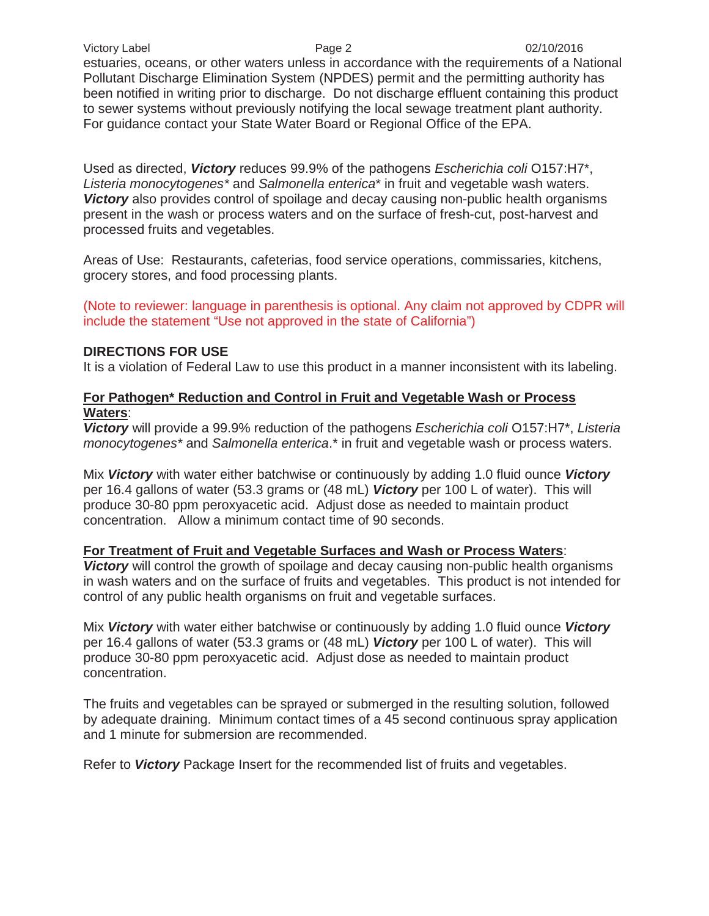estuaries, oceans, or other waters unless in accordance with the requirements of a National Pollutant Discharge Elimination System (NPDES) permit and the permitting authority has been notified in writing prior to discharge. Do not discharge effluent containing this product to sewer systems without previously notifying the local sewage treatment plant authority. For guidance contact your State Water Board or Regional Office of the EPA.

Used as directed, ***Victory*** reduces 99.9% of the pathogens *Escherichia coli* O157:H7*, *Listeria monocytogenes** and *Salmonella enterica** in fruit and vegetable wash waters. ***Victory*** also provides control of spoilage and decay causing non-public health organisms present in the wash or process waters and on the surface of fresh-cut, post-harvest and processed fruits and vegetables.

Areas of Use: Restaurants, cafeterias, food service operations, commissaries, kitchens, grocery stores, and food processing plants.

(Note to reviewer: language in parenthesis is optional. Any claim not approved by CDPR will include the statement "Use not approved in the state of California")

**DIRECTIONS FOR USE**

It is a violation of Federal Law to use this product in a manner inconsistent with its labeling.

**<u>For Pathogen* Reduction and Control in Fruit and Vegetable Wash or Process Waters</u>**:

***Victory*** will provide a 99.9% reduction of the pathogens *Escherichia coli* O157:H7*, *Listeria monocytogenes** and *Salmonella enterica*.* in fruit and vegetable wash or process waters.

Mix ***Victory*** with water either batchwise or continuously by adding 1.0 fluid ounce ***Victory*** per 16.4 gallons of water (53.3 grams or (48 mL) ***Victory*** per 100 L of water). This will produce 30-80 ppm peroxyacetic acid. Adjust dose as needed to maintain product concentration. Allow a minimum contact time of 90 seconds.

**<u>For Treatment of Fruit and Vegetable Surfaces and Wash or Process Waters</u>**:

***Victory*** will control the growth of spoilage and decay causing non-public health organisms in wash waters and on the surface of fruits and vegetables. This product is not intended for control of any public health organisms on fruit and vegetable surfaces.

Mix ***Victory*** with water either batchwise or continuously by adding 1.0 fluid ounce ***Victory*** per 16.4 gallons of water (53.3 grams or (48 mL) ***Victory*** per 100 L of water). This will produce 30-80 ppm peroxyacetic acid. Adjust dose as needed to maintain product concentration.

The fruits and vegetables can be sprayed or submerged in the resulting solution, followed by adequate draining. Minimum contact times of a 45 second continuous spray application and 1 minute for submersion are recommended.

Refer to ***Victory*** Package Insert for the recommended list of fruits and vegetables.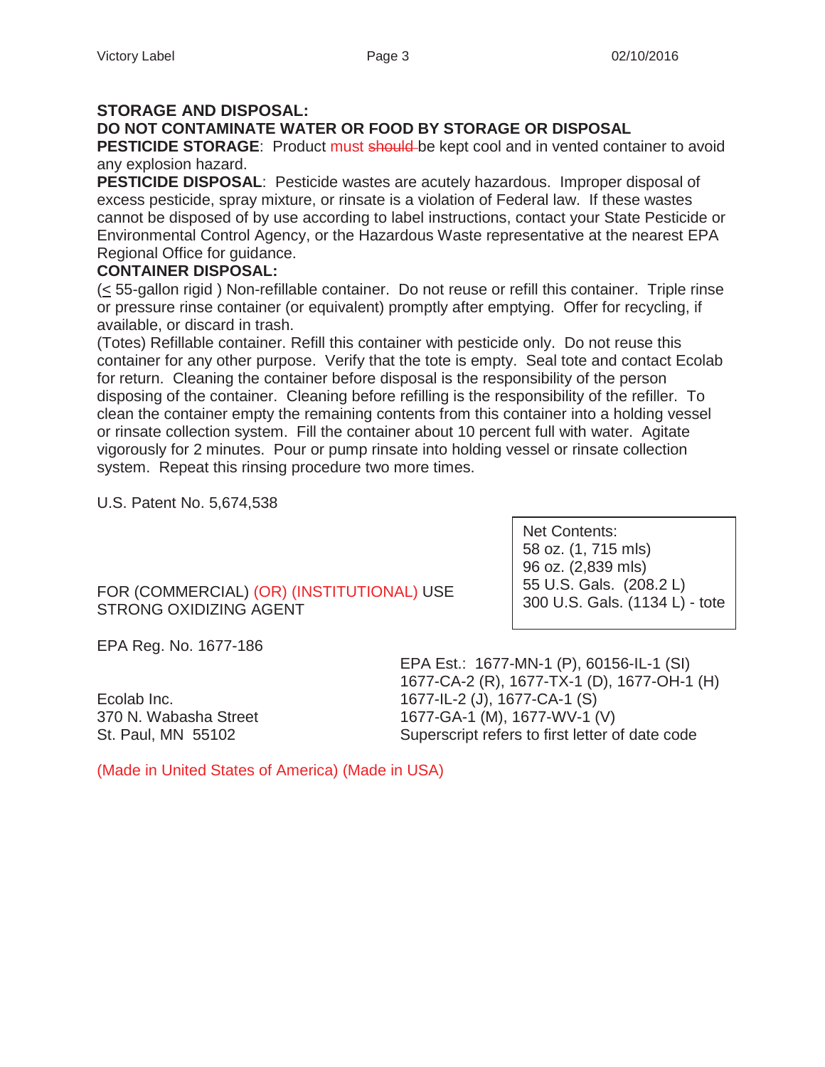**STORAGE AND DISPOSAL:**

**DO NOT CONTAMINATE WATER OR FOOD BY STORAGE OR DISPOSAL**

**PESTICIDE STORAGE**: Product must ~~should~~ be kept cool and in vented container to avoid any explosion hazard.

**PESTICIDE DISPOSAL**: Pesticide wastes are acutely hazardous. Improper disposal of excess pesticide, spray mixture, or rinsate is a violation of Federal law. If these wastes cannot be disposed of by use according to label instructions, contact your State Pesticide or Environmental Control Agency, or the Hazardous Waste representative at the nearest EPA Regional Office for guidance.

**CONTAINER DISPOSAL:**

(≤ 55-gallon rigid ) Non-refillable container. Do not reuse or refill this container. Triple rinse or pressure rinse container (or equivalent) promptly after emptying. Offer for recycling, if available, or discard in trash.

(Totes) Refillable container. Refill this container with pesticide only. Do not reuse this container for any other purpose. Verify that the tote is empty. Seal tote and contact Ecolab for return. Cleaning the container before disposal is the responsibility of the person disposing of the container. Cleaning before refilling is the responsibility of the refiller. To clean the container empty the remaining contents from this container into a holding vessel or rinsate collection system. Fill the container about 10 percent full with water. Agitate vigorously for 2 minutes. Pour or pump rinsate into holding vessel or rinsate collection system. Repeat this rinsing procedure two more times.

U.S. Patent No. 5,674,538

Net Contents:
58 oz. (1, 715 mls)
96 oz. (2,839 mls)
55 U.S. Gals. (208.2 L)
300 U.S. Gals. (1134 L) - tote

FOR (COMMERCIAL) (OR) (INSTITUTIONAL) USE
STRONG OXIDIZING AGENT

EPA Reg. No. 1677-186

EPA Est.: 1677-MN-1 (P), 60156-IL-1 (SI)
1677-CA-2 (R), 1677-TX-1 (D), 1677-OH-1 (H)
1677-IL-2 (J), 1677-CA-1 (S)
1677-GA-1 (M), 1677-WV-1 (V)
Superscript refers to first letter of date code

Ecolab Inc.
370 N. Wabasha Street
St. Paul, MN 55102

(Made in United States of America) (Made in USA)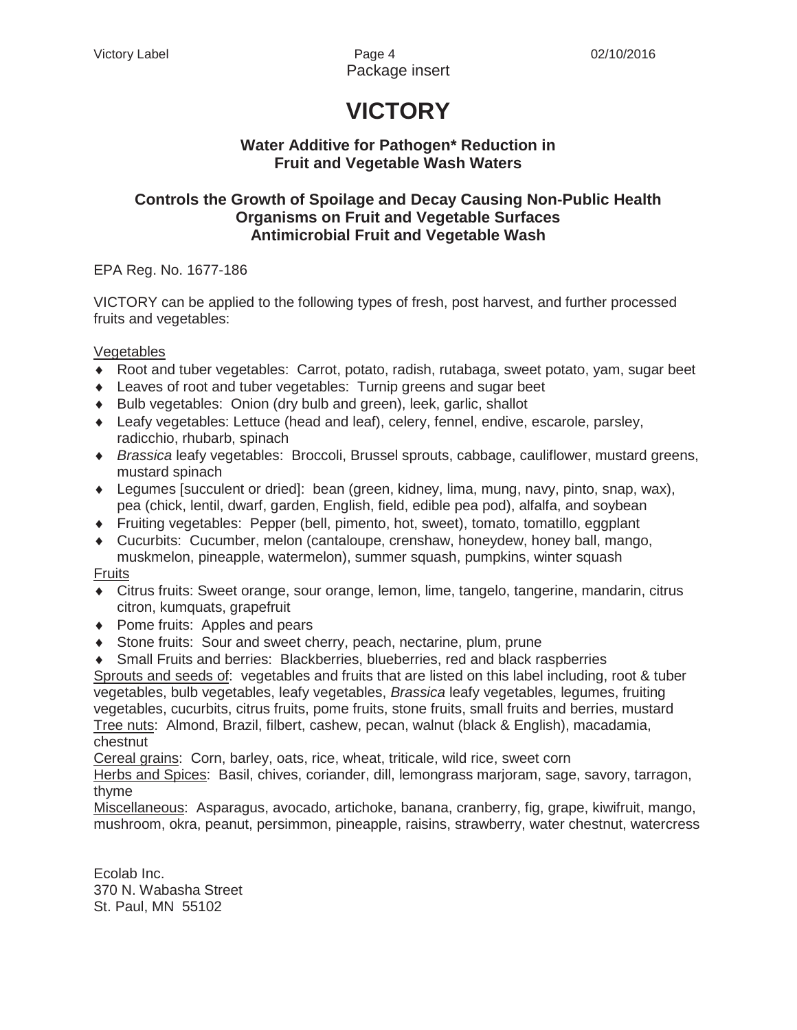Package insert

# VICTORY

### Water Additive for Pathogen* Reduction in Fruit and Vegetable Wash Waters

### Controls the Growth of Spoilage and Decay Causing Non-Public Health Organisms on Fruit and Vegetable Surfaces Antimicrobial Fruit and Vegetable Wash

EPA Reg. No. 1677-186

VICTORY can be applied to the following types of fresh, post harvest, and further processed fruits and vegetables:

Vegetables

- Root and tuber vegetables: Carrot, potato, radish, rutabaga, sweet potato, yam, sugar beet
- Leaves of root and tuber vegetables: Turnip greens and sugar beet
- Bulb vegetables: Onion (dry bulb and green), leek, garlic, shallot
- Leafy vegetables: Lettuce (head and leaf), celery, fennel, endive, escarole, parsley, radicchio, rhubarb, spinach
- *Brassica* leafy vegetables: Broccoli, Brussel sprouts, cabbage, cauliflower, mustard greens, mustard spinach
- Legumes [succulent or dried]: bean (green, kidney, lima, mung, navy, pinto, snap, wax), pea (chick, lentil, dwarf, garden, English, field, edible pea pod), alfalfa, and soybean
- Fruiting vegetables: Pepper (bell, pimento, hot, sweet), tomato, tomatillo, eggplant
- Cucurbits: Cucumber, melon (cantaloupe, crenshaw, honeydew, honey ball, mango, muskmelon, pineapple, watermelon), summer squash, pumpkins, winter squash

Fruits

- Citrus fruits: Sweet orange, sour orange, lemon, lime, tangelo, tangerine, mandarin, citrus citron, kumquats, grapefruit
- Pome fruits: Apples and pears
- Stone fruits: Sour and sweet cherry, peach, nectarine, plum, prune
- Small Fruits and berries: Blackberries, blueberries, red and black raspberries

Sprouts and seeds of: vegetables and fruits that are listed on this label including, root & tuber vegetables, bulb vegetables, leafy vegetables, *Brassica* leafy vegetables, legumes, fruiting vegetables, cucurbits, citrus fruits, pome fruits, stone fruits, small fruits and berries, mustard

Tree nuts: Almond, Brazil, filbert, cashew, pecan, walnut (black & English), macadamia, chestnut

Cereal grains: Corn, barley, oats, rice, wheat, triticale, wild rice, sweet corn

Herbs and Spices: Basil, chives, coriander, dill, lemongrass marjoram, sage, savory, tarragon, thyme

Miscellaneous: Asparagus, avocado, artichoke, banana, cranberry, fig, grape, kiwifruit, mango, mushroom, okra, peanut, persimmon, pineapple, raisins, strawberry, water chestnut, watercress

Ecolab Inc.
370 N. Wabasha Street
St. Paul, MN 55102